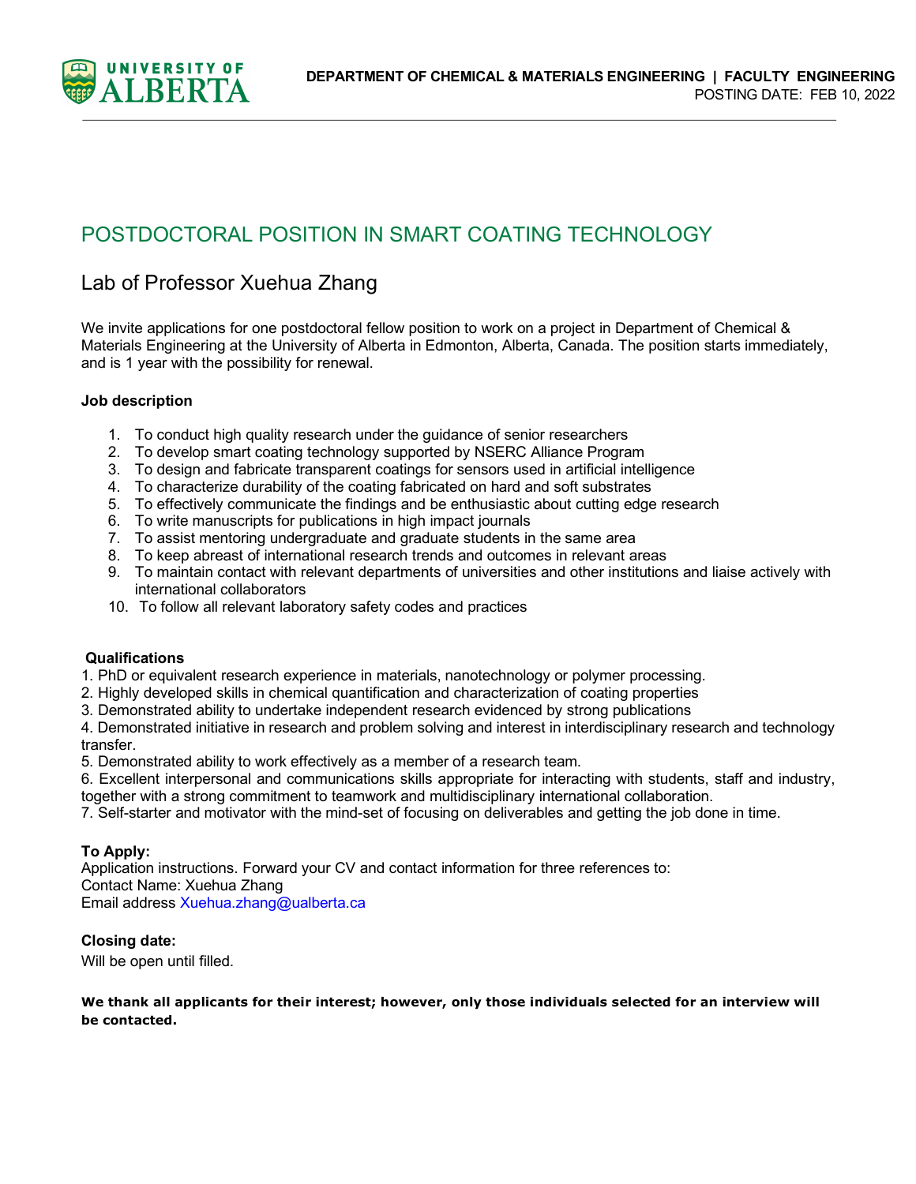UNIVERSITY OF ALBERTA

**DEPARTMENT OF CHEMICAL & MATERIALS ENGINEERING | FACULTY ENGINEERING**
POSTING DATE: FEB 10, 2022

# POSTDOCTORAL POSITION IN SMART COATING TECHNOLOGY

## Lab of Professor Xuehua Zhang

We invite applications for one postdoctoral fellow position to work on a project in Department of Chemical & Materials Engineering at the University of Alberta in Edmonton, Alberta, Canada. The position starts immediately, and is 1 year with the possibility for renewal.

**Job description**

1. To conduct high quality research under the guidance of senior researchers
2. To develop smart coating technology supported by NSERC Alliance Program
3. To design and fabricate transparent coatings for sensors used in artificial intelligence
4. To characterize durability of the coating fabricated on hard and soft substrates
5. To effectively communicate the findings and be enthusiastic about cutting edge research
6. To write manuscripts for publications in high impact journals
7. To assist mentoring undergraduate and graduate students in the same area
8. To keep abreast of international research trends and outcomes in relevant areas
9. To maintain contact with relevant departments of universities and other institutions and liaise actively with international collaborators
10. To follow all relevant laboratory safety codes and practices

**Qualifications**

1. PhD or equivalent research experience in materials, nanotechnology or polymer processing.
2. Highly developed skills in chemical quantification and characterization of coating properties
3. Demonstrated ability to undertake independent research evidenced by strong publications
4. Demonstrated initiative in research and problem solving and interest in interdisciplinary research and technology transfer.
5. Demonstrated ability to work effectively as a member of a research team.
6. Excellent interpersonal and communications skills appropriate for interacting with students, staff and industry, together with a strong commitment to teamwork and multidisciplinary international collaboration.
7. Self-starter and motivator with the mind-set of focusing on deliverables and getting the job done in time.

**To Apply:**
Application instructions. Forward your CV and contact information for three references to:
Contact Name: Xuehua Zhang
Email address Xuehua.zhang@ualberta.ca

**Closing date:**
Will be open until filled.

**We thank all applicants for their interest; however, only those individuals selected for an interview will be contacted.**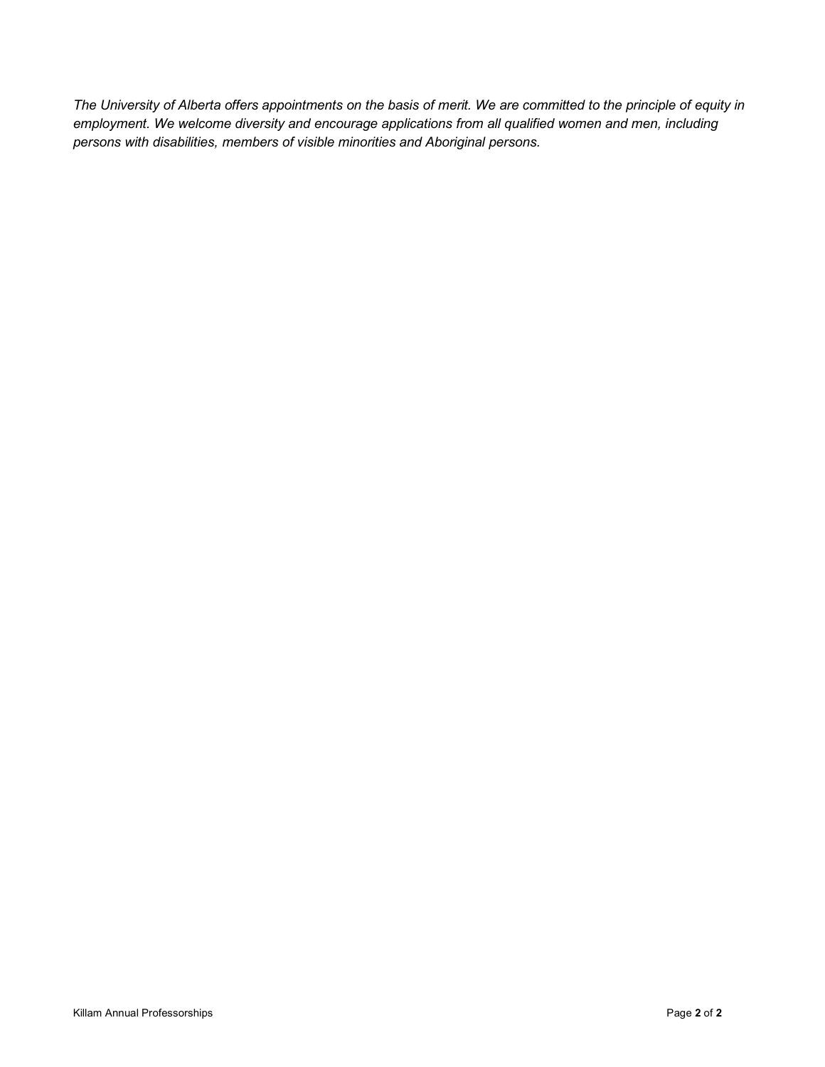*The University of Alberta offers appointments on the basis of merit. We are committed to the principle of equity in employment. We welcome diversity and encourage applications from all qualified women and men, including persons with disabilities, members of visible minorities and Aboriginal persons.*